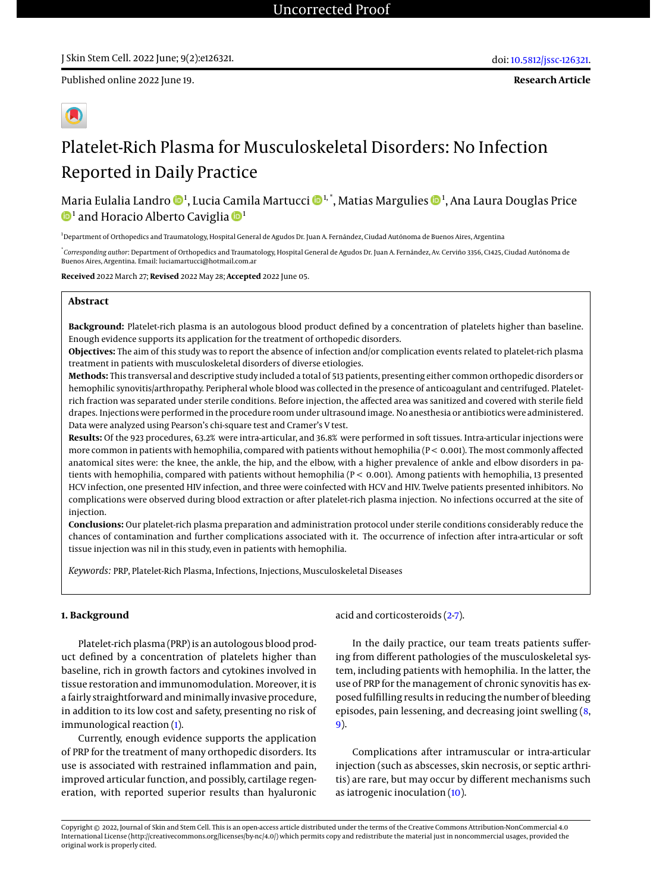Uncorrected Proof

J Skin Stem Cell. 2022 June; 9(2):e126321.

doi: 10.5812/jssc-126321.

Published online 2022 June 19.

**Research Article**

# Platelet-Rich Plasma for Musculoskeletal Disorders: No Infection Reported in Daily Practice

Maria Eulalia Landro [1], Lucia Camila Martucci [1,*], Matias Margulies [1], Ana Laura Douglas Price [1] and Horacio Alberto Caviglia [1]

[1] Department of Orthopedics and Traumatology, Hospital General de Agudos Dr. Juan A. Fernández, Ciudad Autónoma de Buenos Aires, Argentina

[*] *Corresponding author*: Department of Orthopedics and Traumatology, Hospital General de Agudos Dr. Juan A. Fernández, Av. Cerviño 3356, C1425, Ciudad Autónoma de Buenos Aires, Argentina. Email: luciamartucci@hotmail.com.ar

**Received** 2022 March 27; **Revised** 2022 May 28; **Accepted** 2022 June 05.

## Abstract

**Background:** Platelet-rich plasma is an autologous blood product defined by a concentration of platelets higher than baseline. Enough evidence supports its application for the treatment of orthopedic disorders.

**Objectives:** The aim of this study was to report the absence of infection and/or complication events related to platelet-rich plasma treatment in patients with musculoskeletal disorders of diverse etiologies.

**Methods:** This transversal and descriptive study included a total of 513 patients, presenting either common orthopedic disorders or hemophilic synovitis/arthropathy. Peripheral whole blood was collected in the presence of anticoagulant and centrifuged. Platelet-rich fraction was separated under sterile conditions. Before injection, the affected area was sanitized and covered with sterile field drapes. Injections were performed in the procedure room under ultrasound image. No anesthesia or antibiotics were administered. Data were analyzed using Pearson's chi-square test and Cramer's V test.

**Results:** Of the 923 procedures, 63.2% were intra-articular, and 36.8% were performed in soft tissues. Intra-articular injections were more common in patients with hemophilia, compared with patients without hemophilia ($P < 0.001$). The most commonly affected anatomical sites were: the knee, the ankle, the hip, and the elbow, with a higher prevalence of ankle and elbow disorders in patients with hemophilia, compared with patients without hemophilia ($P < 0.001$). Among patients with hemophilia, 13 presented HCV infection, one presented HIV infection, and three were coinfected with HCV and HIV. Twelve patients presented inhibitors. No complications were observed during blood extraction or after platelet-rich plasma injection. No infections occurred at the site of injection.

**Conclusions:** Our platelet-rich plasma preparation and administration protocol under sterile conditions considerably reduce the chances of contamination and further complications associated with it. The occurrence of infection after intra-articular or soft tissue injection was nil in this study, even in patients with hemophilia.

*Keywords:* PRP, Platelet-Rich Plasma, Infections, Injections, Musculoskeletal Diseases

## 1. Background

Platelet-rich plasma (PRP) is an autologous blood product defined by a concentration of platelets higher than baseline, rich in growth factors and cytokines involved in tissue restoration and immunomodulation. Moreover, it is a fairly straightforward and minimally invasive procedure, in addition to its low cost and safety, presenting no risk of immunological reaction (1).

Currently, enough evidence supports the application of PRP for the treatment of many orthopedic disorders. Its use is associated with restrained inflammation and pain, improved articular function, and possibly, cartilage regeneration, with reported superior results than hyaluronic acid and corticosteroids (2-7).

In the daily practice, our team treats patients suffering from different pathologies of the musculoskeletal system, including patients with hemophilia. In the latter, the use of PRP for the management of chronic synovitis has exposed fulfilling results in reducing the number of bleeding episodes, pain lessening, and decreasing joint swelling (8, 9).

Complications after intramuscular or intra-articular injection (such as abscesses, skin necrosis, or septic arthritis) are rare, but may occur by different mechanisms such as iatrogenic inoculation (10).

Copyright © 2022, Journal of Skin and Stem Cell. This is an open-access article distributed under the terms of the Creative Commons Attribution-NonCommercial 4.0 International License (http://creativecommons.org/licenses/by-nc/4.0/) which permits copy and redistribute the material just in noncommercial usages, provided the original work is properly cited.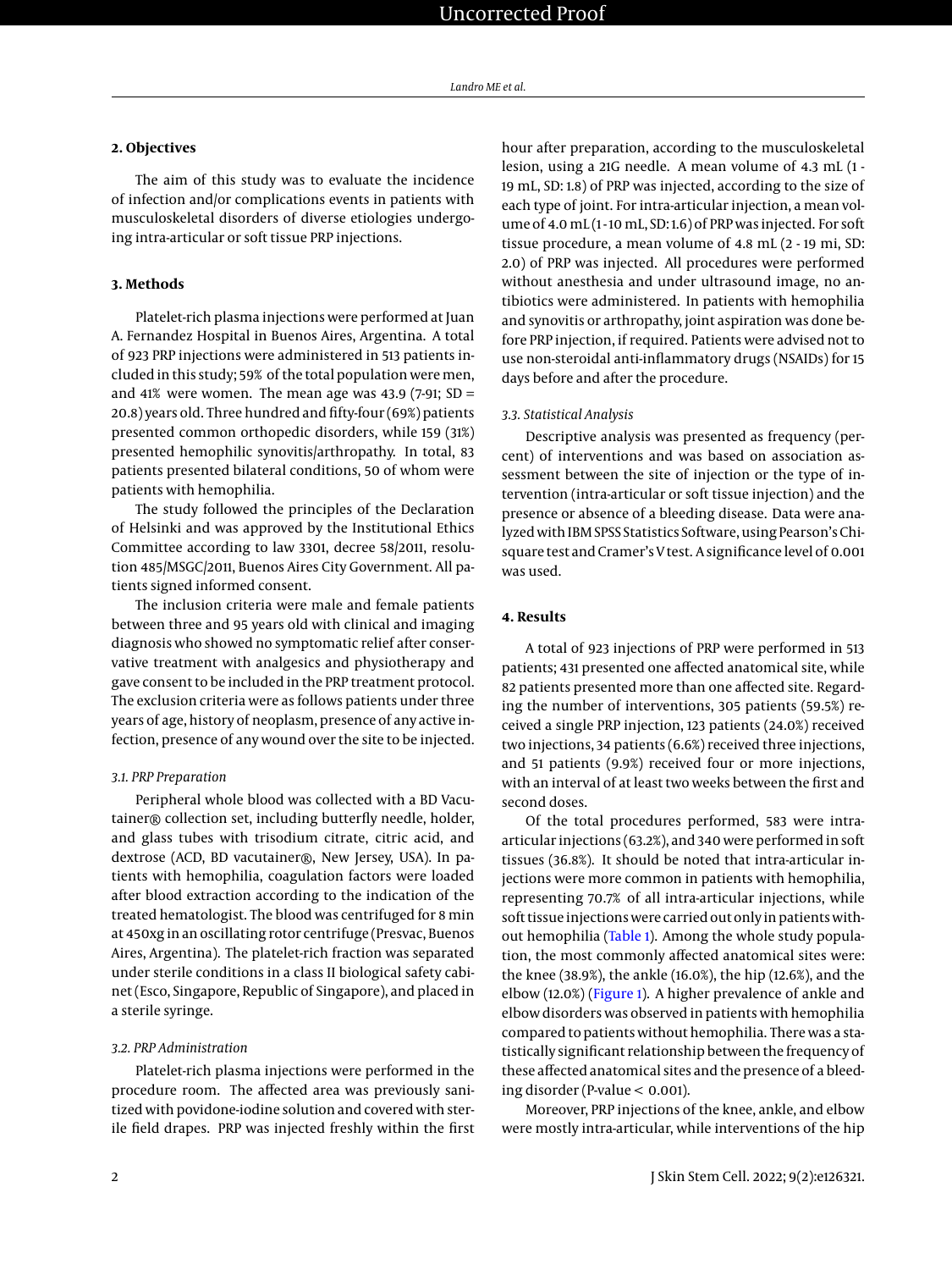## 2. Objectives

The aim of this study was to evaluate the incidence of infection and/or complications events in patients with musculoskeletal disorders of diverse etiologies undergoing intra-articular or soft tissue PRP injections.

## 3. Methods

Platelet-rich plasma injections were performed at Juan A. Fernandez Hospital in Buenos Aires, Argentina. A total of 923 PRP injections were administered in 513 patients included in this study; 59% of the total population were men, and 41% were women. The mean age was 43.9 (7-91; SD = 20.8) years old. Three hundred and fifty-four (69%) patients presented common orthopedic disorders, while 159 (31%) presented hemophilic synovitis/arthropathy. In total, 83 patients presented bilateral conditions, 50 of whom were patients with hemophilia.

The study followed the principles of the Declaration of Helsinki and was approved by the Institutional Ethics Committee according to law 3301, decree 58/2011, resolution 485/MSGC/2011, Buenos Aires City Government. All patients signed informed consent.

The inclusion criteria were male and female patients between three and 95 years old with clinical and imaging diagnosis who showed no symptomatic relief after conservative treatment with analgesics and physiotherapy and gave consent to be included in the PRP treatment protocol. The exclusion criteria were as follows patients under three years of age, history of neoplasm, presence of any active infection, presence of any wound over the site to be injected.

### 3.1. PRP Preparation

Peripheral whole blood was collected with a BD Vacutainer® collection set, including butterfly needle, holder, and glass tubes with trisodium citrate, citric acid, and dextrose (ACD, BD vacutainer®, New Jersey, USA). In patients with hemophilia, coagulation factors were loaded after blood extraction according to the indication of the treated hematologist. The blood was centrifuged for 8 min at 450xg in an oscillating rotor centrifuge (Presvac, Buenos Aires, Argentina). The platelet-rich fraction was separated under sterile conditions in a class II biological safety cabinet (Esco, Singapore, Republic of Singapore), and placed in a sterile syringe.

### 3.2. PRP Administration

Platelet-rich plasma injections were performed in the procedure room. The affected area was previously sanitized with povidone-iodine solution and covered with sterile field drapes. PRP was injected freshly within the first hour after preparation, according to the musculoskeletal lesion, using a 21G needle. A mean volume of 4.3 mL (1 - 19 mL, SD: 1.8) of PRP was injected, according to the size of each type of joint. For intra-articular injection, a mean volume of 4.0 mL (1 - 10 mL, SD: 1.6) of PRP was injected. For soft tissue procedure, a mean volume of 4.8 mL (2 - 19 mi, SD: 2.0) of PRP was injected. All procedures were performed without anesthesia and under ultrasound image, no antibiotics were administered. In patients with hemophilia and synovitis or arthropathy, joint aspiration was done before PRP injection, if required. Patients were advised not to use non-steroidal anti-inflammatory drugs (NSAIDs) for 15 days before and after the procedure.

### 3.3. Statistical Analysis

Descriptive analysis was presented as frequency (percent) of interventions and was based on association assessment between the site of injection or the type of intervention (intra-articular or soft tissue injection) and the presence or absence of a bleeding disease. Data were analyzed with IBM SPSS Statistics Software, using Pearson's Chi-square test and Cramer's V test. A significance level of 0.001 was used.

## 4. Results

A total of 923 injections of PRP were performed in 513 patients; 431 presented one affected anatomical site, while 82 patients presented more than one affected site. Regarding the number of interventions, 305 patients (59.5%) received a single PRP injection, 123 patients (24.0%) received two injections, 34 patients (6.6%) received three injections, and 51 patients (9.9%) received four or more injections, with an interval of at least two weeks between the first and second doses.

Of the total procedures performed, 583 were intra-articular injections (63.2%), and 340 were performed in soft tissues (36.8%). It should be noted that intra-articular injections were more common in patients with hemophilia, representing 70.7% of all intra-articular injections, while soft tissue injections were carried out only in patients without hemophilia (Table 1). Among the whole study population, the most commonly affected anatomical sites were: the knee (38.9%), the ankle (16.0%), the hip (12.6%), and the elbow (12.0%) (Figure 1). A higher prevalence of ankle and elbow disorders was observed in patients with hemophilia compared to patients without hemophilia. There was a statistically significant relationship between the frequency of these affected anatomical sites and the presence of a bleeding disorder (P-value < 0.001).

Moreover, PRP injections of the knee, ankle, and elbow were mostly intra-articular, while interventions of the hip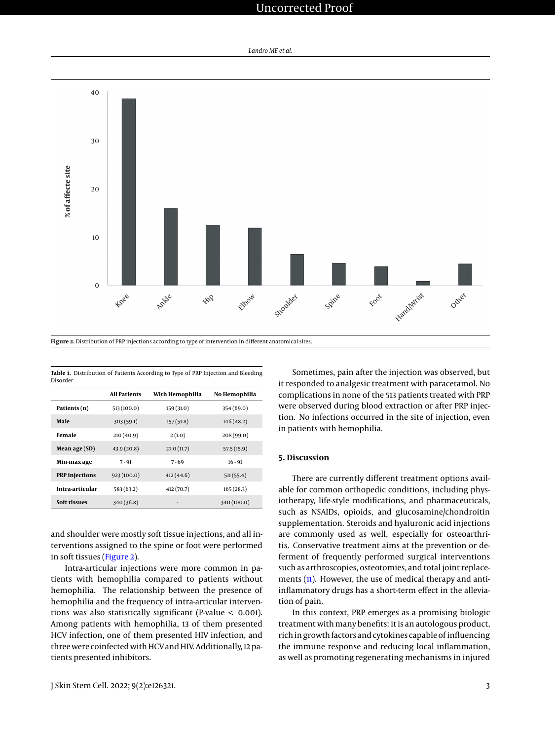Figure 2. Distribution of PRP injections according to type of intervention in different anatomical sites.

Table 1. Distribution of Patients According to Type of PRP Injection and Bleeding Disorder

| | All Patients | With Hemophilia | No Hemophilia |
|---|---|---|---|
| **Patients (n)** | 513 (100.0) | 159 (31.0) | 354 (69.0) |
| **Male** | 303 (59.1) | 157 (51.8) | 146 (48.2) |
| **Female** | 210 (40.9) | 2 (1.0) | 208 (99.0) |
| **Mean age (SD)** | 43.9 (20.8) | 27.0 (11.7) | 57.5 (15.9) |
| **Min-max age** | 7 - 91 | 7 - 69 | 16 - 91 |
| **PRP injections** | 923 (100.0) | 412 (44.6) | 511 (55.4) |
| **Intra-articular** | 583 (63.2) | 412 (70.7) | 165 (28.3) |
| **Soft tissues** | 340 (36.8) | - | 340 (100.0) |

and shoulder were mostly soft tissue injections, and all interventions assigned to the spine or foot were performed in soft tissues (Figure 2).

Intra-articular injections were more common in patients with hemophilia compared to patients without hemophilia. The relationship between the presence of hemophilia and the frequency of intra-articular interventions was also statistically significant (P-value < 0.001). Among patients with hemophilia, 13 of them presented HCV infection, one of them presented HIV infection, and three were coinfected with HCV and HIV. Additionally, 12 patients presented inhibitors.

Sometimes, pain after the injection was observed, but it responded to analgesic treatment with paracetamol. No complications in none of the 513 patients treated with PRP were observed during blood extraction or after PRP injection. No infections occurred in the site of injection, even in patients with hemophilia.

## 5. Discussion

There are currently different treatment options available for common orthopedic conditions, including physiotherapy, life-style modifications, and pharmaceuticals, such as NSAIDs, opioids, and glucosamine/chondroitin supplementation. Steroids and hyaluronic acid injections are commonly used as well, especially for osteoarthritis. Conservative treatment aims at the prevention or deferment of frequently performed surgical interventions such as arthroscopies, osteotomies, and total joint replacements (11). However, the use of medical therapy and anti-inflammatory drugs has a short-term effect in the alleviation of pain.

In this context, PRP emerges as a promising biologic treatment with many benefits: it is an autologous product, rich in growth factors and cytokines capable of influencing the immune response and reducing local inflammation, as well as promoting regenerating mechanisms in injured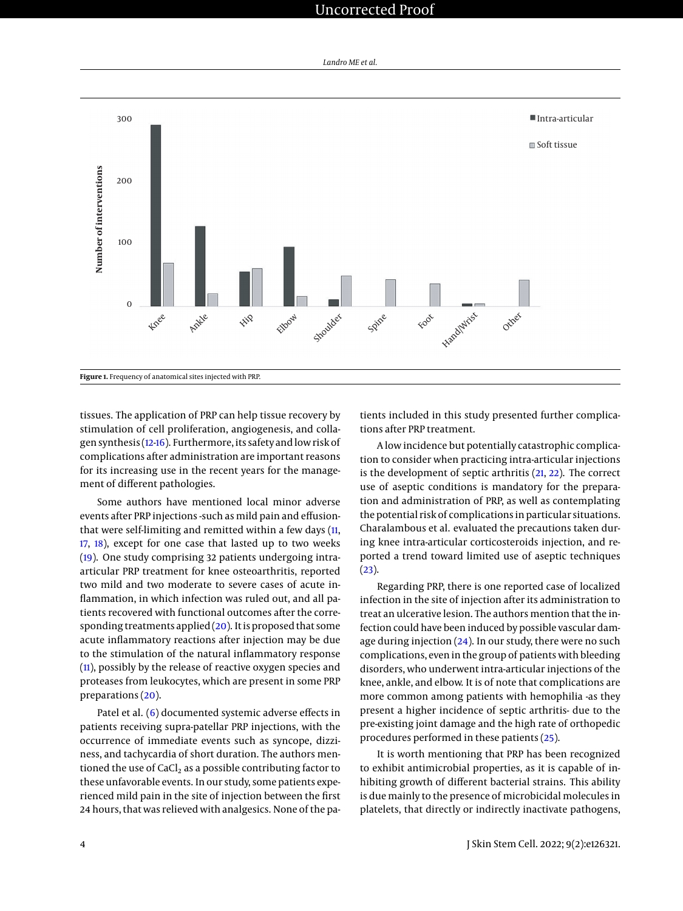Figure 1. Frequency of anatomical sites injected with PRP.

tissues. The application of PRP can help tissue recovery by stimulation of cell proliferation, angiogenesis, and collagen synthesis (12-16). Furthermore, its safety and low risk of complications after administration are important reasons for its increasing use in the recent years for the management of different pathologies.

Some authors have mentioned local minor adverse events after PRP injections -such as mild pain and effusion- that were self-limiting and remitted within a few days (11, 17, 18), except for one case that lasted up to two weeks (19). One study comprising 32 patients undergoing intra-articular PRP treatment for knee osteoarthritis, reported two mild and two moderate to severe cases of acute inflammation, in which infection was ruled out, and all patients recovered with functional outcomes after the corresponding treatments applied (20). It is proposed that some acute inflammatory reactions after injection may be due to the stimulation of the natural inflammatory response (11), possibly by the release of reactive oxygen species and proteases from leukocytes, which are present in some PRP preparations (20).

Patel et al. (6) documented systemic adverse effects in patients receiving supra-patellar PRP injections, with the occurrence of immediate events such as syncope, dizziness, and tachycardia of short duration. The authors mentioned the use of $CaCl_2$ as a possible contributing factor to these unfavorable events. In our study, some patients experienced mild pain in the site of injection between the first 24 hours, that was relieved with analgesics. None of the patients included in this study presented further complications after PRP treatment.

A low incidence but potentially catastrophic complication to consider when practicing intra-articular injections is the development of septic arthritis (21, 22). The correct use of aseptic conditions is mandatory for the preparation and administration of PRP, as well as contemplating the potential risk of complications in particular situations. Charalambous et al. evaluated the precautions taken during knee intra-articular corticosteroids injection, and reported a trend toward limited use of aseptic techniques (23).

Regarding PRP, there is one reported case of localized infection in the site of injection after its administration to treat an ulcerative lesion. The authors mention that the infection could have been induced by possible vascular damage during injection (24). In our study, there were no such complications, even in the group of patients with bleeding disorders, who underwent intra-articular injections of the knee, ankle, and elbow. It is of note that complications are more common among patients with hemophilia -as they present a higher incidence of septic arthritis- due to the pre-existing joint damage and the high rate of orthopedic procedures performed in these patients (25).

It is worth mentioning that PRP has been recognized to exhibit antimicrobial properties, as it is capable of inhibiting growth of different bacterial strains. This ability is due mainly to the presence of microbicidal molecules in platelets, that directly or indirectly inactivate pathogens,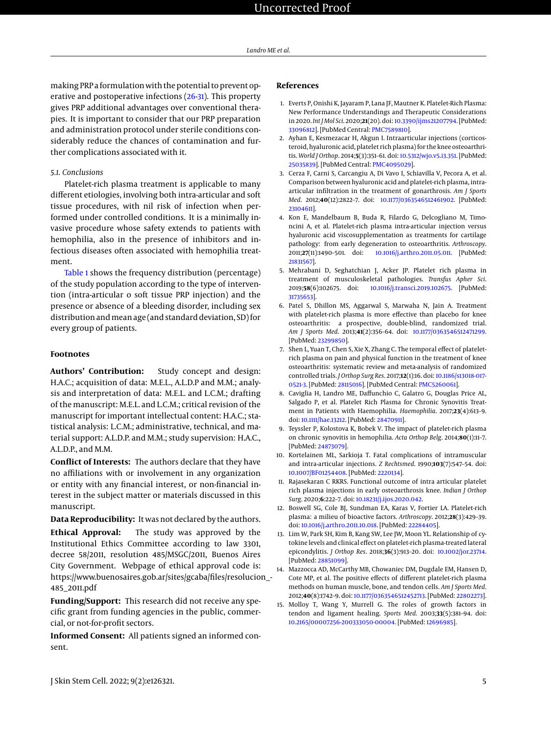making PRP a formulation with the potential to prevent operative and postoperative infections (26-31). This property gives PRP additional advantages over conventional therapies. It is important to consider that our PRP preparation and administration protocol under sterile conditions considerably reduce the chances of contamination and further complications associated with it.

### 5.1. Conclusions

Platelet-rich plasma treatment is applicable to many different etiologies, involving both intra-articular and soft tissue procedures, with nil risk of infection when performed under controlled conditions. It is a minimally invasive procedure whose safety extends to patients with hemophilia, also in the presence of inhibitors and infectious diseases often associated with hemophilia treatment.

Table 1 shows the frequency distribution (percentage) of the study population according to the type of intervention (intra-articular o soft tissue PRP injection) and the presence or absence of a bleeding disorder, including sex distribution and mean age (and standard deviation, SD) for every group of patients.

## Footnotes

**Authors' Contribution:** Study concept and design: H.A.C.; acquisition of data: M.E.L., A.L.D.P and M.M.; analysis and interpretation of data: M.E.L. and L.C.M.; drafting of the manuscript: M.E.L. and L.C.M.; critical revision of the manuscript for important intellectual content: H.A.C.; statistical analysis: L.C.M.; administrative, technical, and material support: A.L.D.P. and M.M.; study supervision: H.A.C., A.L.D.P., and M.M.

**Conflict of Interests:** The authors declare that they have no affiliations with or involvement in any organization or entity with any financial interest, or non-financial interest in the subject matter or materials discussed in this manuscript.

**Data Reproducibility:** It was not declared by the authors.

**Ethical Approval:** The study was approved by the Institutional Ethics Committee according to law 3301, decree 58/2011, resolution 485/MSGC/2011, Buenos Aires City Government. Webpage of ethical approval code is: https://www.buenosaires.gob.ar/sites/gcaba/files/resolucion_-485_2011.pdf

**Funding/Support:** This research did not receive any specific grant from funding agencies in the public, commercial, or not-for-profit sectors.

**Informed Consent:** All patients signed an informed consent.

## References

1. Everts P, Onishi K, Jayaram P, Lana JF, Mautner K. Platelet-Rich Plasma: New Performance Understandings and Therapeutic Considerations in 2020. *Int J Mol Sci*. 2020;**21**(20). doi: 10.3390/ijms21207794. [PubMed: 33096812]. [PubMed Central: PMC7589810].
2. Ayhan E, Kesmezacar H, Akgun I. Intraarticular injections (corticosteroid, hyaluronic acid, platelet rich plasma) for the knee osteoarthritis. *World J Orthop*. 2014;**5**(3):351–61. doi: 10.5312/wjo.v5.i3.351. [PubMed: 25035839]. [PubMed Central: PMC4095029].
3. Cerza F, Carni S, Carcangiu A, Di Vavo I, Schiavilla V, Pecora A, et al. Comparison between hyaluronic acid and platelet-rich plasma, intra-articular infiltration in the treatment of gonarthrosis. *Am J Sports Med*. 2012;**40**(12):2822–7. doi: 10.1177/0363546512461902. [PubMed: 23104611].
4. Kon E, Mandelbaum B, Buda R, Filardo G, Delcogliano M, Timoncini A, et al. Platelet-rich plasma intra-articular injection versus hyaluronic acid viscosupplementation as treatments for cartilage pathology: from early degeneration to osteoarthritis. *Arthroscopy*. 2011;**27**(11):1490–501. doi: 10.1016/j.arthro.2011.05.011. [PubMed: 21831567].
5. Mehrabani D, Seghatchian J, Acker JP. Platelet rich plasma in treatment of musculoskeletal pathologies. *Transfus Apher Sci*. 2019;**58**(6):102675. doi: 10.1016/j.transci.2019.102675. [PubMed: 31735653].
6. Patel S, Dhillon MS, Aggarwal S, Marwaha N, Jain A. Treatment with platelet-rich plasma is more effective than placebo for knee osteoarthritis: a prospective, double-blind, randomized trial. *Am J Sports Med*. 2013;**41**(2):356–64. doi: 10.1177/0363546512471299. [PubMed: 23299850].
7. Shen L, Yuan T, Chen S, Xie X, Zhang C. The temporal effect of platelet-rich plasma on pain and physical function in the treatment of knee osteoarthritis: systematic review and meta-analysis of randomized controlled trials. *J Orthop Surg Res*. 2017;**12**(1):16. doi: 10.1186/s13018-017-0521-3. [PubMed: 28115016]. [PubMed Central: PMC5260061].
8. Caviglia H, Landro ME, Daffunchio C, Galatro G, Douglas Price AL, Salgado P, et al. Platelet Rich Plasma for Chronic Synovitis Treatment in Patients with Haemophilia. *Haemophilia*. 2017;**23**(4):613–9. doi: 10.1111/hae.13212. [PubMed: 28470911].
9. Teyssler P, Kolostova K, Bobek V. The impact of platelet-rich plasma on chronic synovitis in hemophilia. *Acta Orthop Belg*. 2014;**80**(1):11–7. [PubMed: 24873079].
10. Kortelainen ML, Sarkioja T. Fatal complications of intramuscular and intra-articular injections. *Z Rechtsmed*. 1990;**103**(7):547–54. doi: 10.1007/BF01254408. [PubMed: 2220134].
11. Rajasekaran C RKRS. Functional outcome of intra articular platelet rich plasma injections in early osteoarthrosis knee. *Indian J Orthop Surg*. 2020;**6**:222–7. doi: 10.18231/j.ijos.2020.042.
12. Boswell SG, Cole BJ, Sundman EA, Karas V, Fortier LA. Platelet-rich plasma: a milieu of bioactive factors. *Arthroscopy*. 2012;**28**(3):429–39. doi: 10.1016/j.arthro.2011.10.018. [PubMed: 22284405].
13. Lim W, Park SH, Kim B, Kang SW, Lee JW, Moon YL. Relationship of cytokine levels and clinical effect on platelet-rich plasma-treated lateral epicondylitis. *J Orthop Res*. 2018;**36**(3):913–20. doi: 10.1002/jor.23714. [PubMed: 28851099].
14. Mazzocca AD, McCarthy MB, Chowaniec DM, Dugdale EM, Hansen D, Cote MP, et al. The positive effects of different platelet-rich plasma methods on human muscle, bone, and tendon cells. *Am J Sports Med*. 2012;**40**(8):1742–9. doi: 10.1177/0363546512452713. [PubMed: 22802273].
15. Molloy T, Wang Y, Murrell G. The roles of growth factors in tendon and ligament healing. *Sports Med*. 2003;**33**(5):381–94. doi: 10.2165/00007256-200333050-00004. [PubMed: 12696985].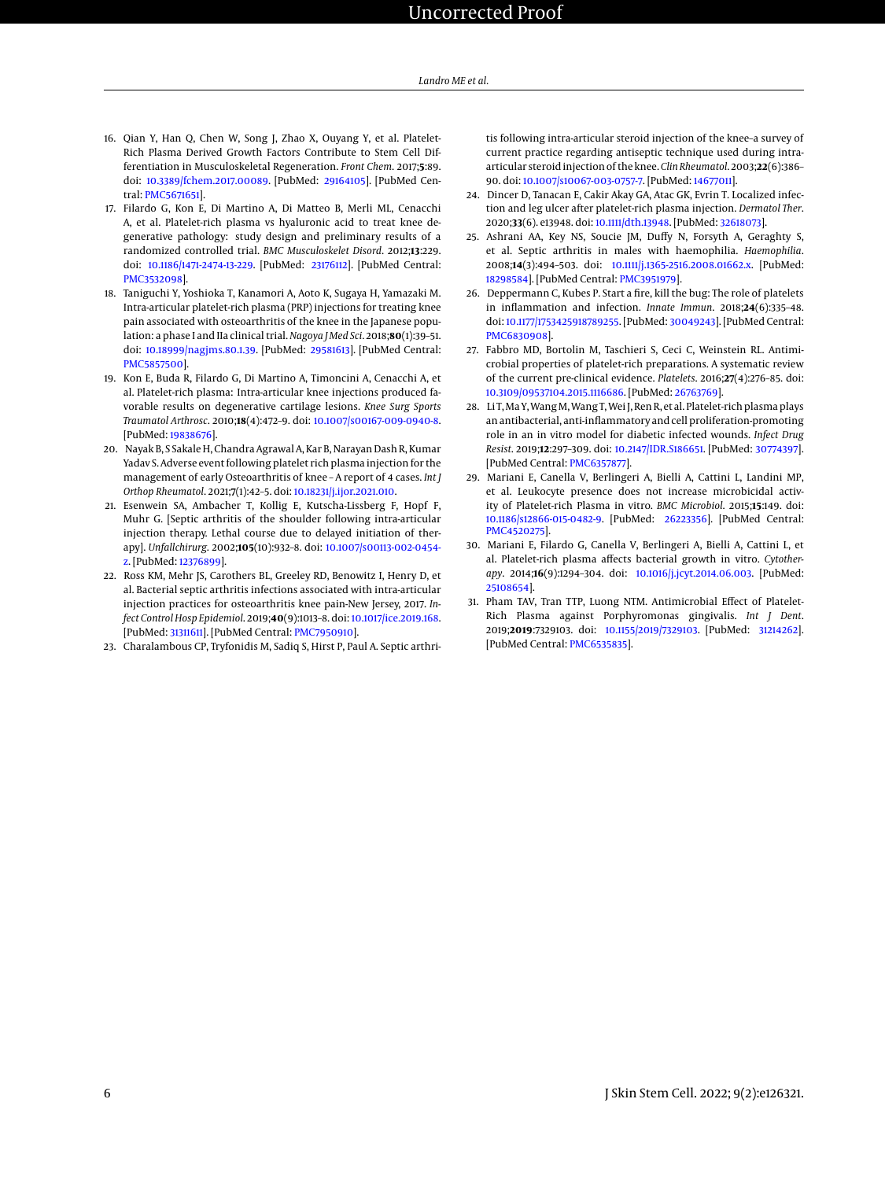16. Qian Y, Han Q, Chen W, Song J, Zhao X, Ouyang Y, et al. Platelet-Rich Plasma Derived Growth Factors Contribute to Stem Cell Differentiation in Musculoskeletal Regeneration. *Front Chem*. 2017;**5**:89. doi: 10.3389/fchem.2017.00089. [PubMed: 29164105]. [PubMed Central: PMC5671651].
17. Filardo G, Kon E, Di Martino A, Di Matteo B, Merli ML, Cenacchi A, et al. Platelet-rich plasma vs hyaluronic acid to treat knee degenerative pathology: study design and preliminary results of a randomized controlled trial. *BMC Musculoskelet Disord*. 2012;**13**:229. doi: 10.1186/1471-2474-13-229. [PubMed: 23176112]. [PubMed Central: PMC3532098].
18. Taniguchi Y, Yoshioka T, Kanamori A, Aoto K, Sugaya H, Yamazaki M. Intra-articular platelet-rich plasma (PRP) injections for treating knee pain associated with osteoarthritis of the knee in the Japanese population: a phase I and IIa clinical trial. *Nagoya J Med Sci*. 2018;**80**(1):39–51. doi: 10.18999/nagjms.80.1.39. [PubMed: 29581613]. [PubMed Central: PMC5857500].
19. Kon E, Buda R, Filardo G, Di Martino A, Timoncini A, Cenacchi A, et al. Platelet-rich plasma: Intra-articular knee injections produced favorable results on degenerative cartilage lesions. *Knee Surg Sports Traumatol Arthrosc*. 2010;**18**(4):472–9. doi: 10.1007/s00167-009-0940-8. [PubMed: 19838676].
20. Nayak B, S Sakale H, Chandra Agrawal A, Kar B, Narayan Dash R, Kumar Yadav S. Adverse event following platelet rich plasma injection for the management of early Osteoarthritis of knee – A report of 4 cases. *Int J Orthop Rheumatol*. 2021;**7**(1):42–5. doi: 10.18231/j.ijor.2021.010.
21. Esenwein SA, Ambacher T, Kollig E, Kutscha-Lissberg F, Hopf F, Muhr G. [Septic arthritis of the shoulder following intra-articular injection therapy. Lethal course due to delayed initiation of therapy]. *Unfallchirurg*. 2002;**105**(10):932–8. doi: 10.1007/s00113-002-0454-z. [PubMed: 12376899].
22. Ross KM, Mehr JS, Carothers BL, Greeley RD, Benowitz I, Henry D, et al. Bacterial septic arthritis infections associated with intra-articular injection practices for osteoarthritis knee pain-New Jersey, 2017. *Infect Control Hosp Epidemiol*. 2019;**40**(9):1013–8. doi: 10.1017/ice.2019.168. [PubMed: 31311611]. [PubMed Central: PMC7950910].
23. Charalambous CP, Tryfonidis M, Sadiq S, Hirst P, Paul A. Septic arthritis following intra-articular steroid injection of the knee–a survey of current practice regarding antiseptic technique used during intra-articular steroid injection of the knee. *Clin Rheumatol*. 2003;**22**(6):386–90. doi: 10.1007/s10067-003-0757-7. [PubMed: 14677011].
24. Dincer D, Tanacan E, Cakir Akay GA, Atac GK, Evrin T. Localized infection and leg ulcer after platelet-rich plasma injection. *Dermatol Ther*. 2020;**33**(6). e13948. doi: 10.1111/dth.13948. [PubMed: 32618073].
25. Ashrani AA, Key NS, Soucie JM, Duffy N, Forsyth A, Geraghty S, et al. Septic arthritis in males with haemophilia. *Haemophilia*. 2008;**14**(3):494–503. doi: 10.1111/j.1365-2516.2008.01662.x. [PubMed: 18298584]. [PubMed Central: PMC3951979].
26. Deppermann C, Kubes P. Start a fire, kill the bug: The role of platelets in inflammation and infection. *Innate Immun*. 2018;**24**(6):335–48. doi: 10.1177/1753425918789255. [PubMed: 30049243]. [PubMed Central: PMC6830908].
27. Fabbro MD, Bortolin M, Taschieri S, Ceci C, Weinstein RL. Antimicrobial properties of platelet-rich preparations. A systematic review of the current pre-clinical evidence. *Platelets*. 2016;**27**(4):276–85. doi: 10.3109/09537104.2015.1116686. [PubMed: 26763769].
28. Li T, Ma Y, Wang M, Wang T, Wei J, Ren R, et al. Platelet-rich plasma plays an antibacterial, anti-inflammatory and cell proliferation-promoting role in an in vitro model for diabetic infected wounds. *Infect Drug Resist*. 2019;**12**:297–309. doi: 10.2147/IDR.S186651. [PubMed: 30774397]. [PubMed Central: PMC6357877].
29. Mariani E, Canella V, Berlingeri A, Bielli A, Cattini L, Landini MP, et al. Leukocyte presence does not increase microbicidal activity of Platelet-rich Plasma in vitro. *BMC Microbiol*. 2015;**15**:149. doi: 10.1186/s12866-015-0482-9. [PubMed: 26223356]. [PubMed Central: PMC4520275].
30. Mariani E, Filardo G, Canella V, Berlingeri A, Bielli A, Cattini L, et al. Platelet-rich plasma affects bacterial growth in vitro. *Cytotherapy*. 2014;**16**(9):1294–304. doi: 10.1016/j.jcyt.2014.06.003. [PubMed: 25108654].
31. Pham TAV, Tran TTP, Luong NTM. Antimicrobial Effect of Platelet-Rich Plasma against Porphyromonas gingivalis. *Int J Dent*. 2019;**2019**:7329103. doi: 10.1155/2019/7329103. [PubMed: 31214262]. [PubMed Central: PMC6535835].